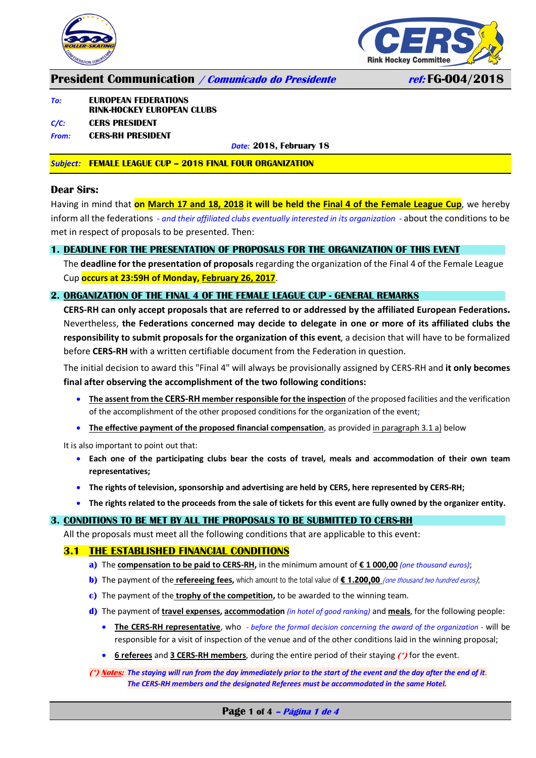# President Communication / *Comunicado do Presidente*

*ref:* **FG-004/2018**

| | |
|---|---|
| *To:* | **EUROPEAN FEDERATIONS** |
| | **RINK-HOCKEY EUROPEAN CLUBS** |
| *C/C:* | **CERS PRESIDENT** |
| *From:* | **CERS-RH PRESIDENT** |

*Date:* **2018, February 18**

*Subject:* **FEMALE LEAGUE CUP – 2018 FINAL FOUR ORGANIZATION**

**Dear Sirs:**

Having in mind that **on March 17 and 18, 2018 it will be held the Final 4 of the Female League Cup**, we hereby inform all the federations *- and their affiliated clubs eventually interested in its organization -* about the conditions to be met in respect of proposals to be presented. Then:

## 1. DEADLINE FOR THE PRESENTATION OF PROPOSALS FOR THE ORGANIZATION OF THIS EVENT

The **deadline for the presentation of proposals** regarding the organization of the Final 4 of the Female League Cup **occurs at 23:59H of Monday, February 26, 2017**.

## 2. ORGANIZATION OF THE FINAL 4 OF THE FEMALE LEAGUE CUP - GENERAL REMARKS

**CERS-RH can only accept proposals that are referred to or addressed by the affiliated European Federations.** Nevertheless, **the Federations concerned may decide to delegate in one or more of its affiliated clubs the responsibility to submit proposals for the organization of this event**, a decision that will have to be formalized before **CERS-RH** with a written certifiable document from the Federation in question.

The initial decision to award this "Final 4" will always be provisionally assigned by CERS-RH and **it only becomes final after observing the accomplishment of the two following conditions:**

- **The assent from the CERS-RH member responsible for the inspection** of the proposed facilities and the verification of the accomplishment of the other proposed conditions for the organization of the event;
- **The effective payment of the proposed financial compensation**, as provided in paragraph 3.1 a) below

It is also important to point out that:

- **Each one of the participating clubs bear the costs of travel, meals and accommodation of their own team representatives;**
- **The rights of television, sponsorship and advertising are held by CERS, here represented by CERS-RH;**
- **The rights related to the proceeds from the sale of tickets for this event are fully owned by the organizer entity.**

## 3. CONDITIONS TO BE MET BY ALL THE PROPOSALS TO BE SUBMITTED TO CERS-RH

All the proposals must meet all the following conditions that are applicable to this event:

### 3.1 THE ESTABLISHED FINANCIAL CONDITIONS

**a)** The **compensation to be paid to CERS-RH,** in the minimum amount of **€ 1 000,00** *(one thousand euros)*;

**b)** The payment of the **refereeing fees,** which amount to the total value of **€ 1.200,00** *(one thousand two hundred euros)*;

**c)** The payment of the **trophy of the competition,** to be awarded to the winning team.

**d)** The payment of **travel expenses**, **accommodation** *(in hotel of good ranking)* and **meals**, for the following people:

- **The CERS-RH representative**, who *- before the formal decision concerning the award of the organization -* will be responsible for a visit of inspection of the venue and of the other conditions laid in the winning proposal;
- **6 referees** and **3 CERS-RH members**, during the entire period of their staying ***(\*)*** for the event.

***(\*) Notes:*** ***The staying will run from the day immediately prior to the start of the event and the day after the end of it.***
***The CERS-RH members and the designated Referees must be accommodated in the same Hotel.***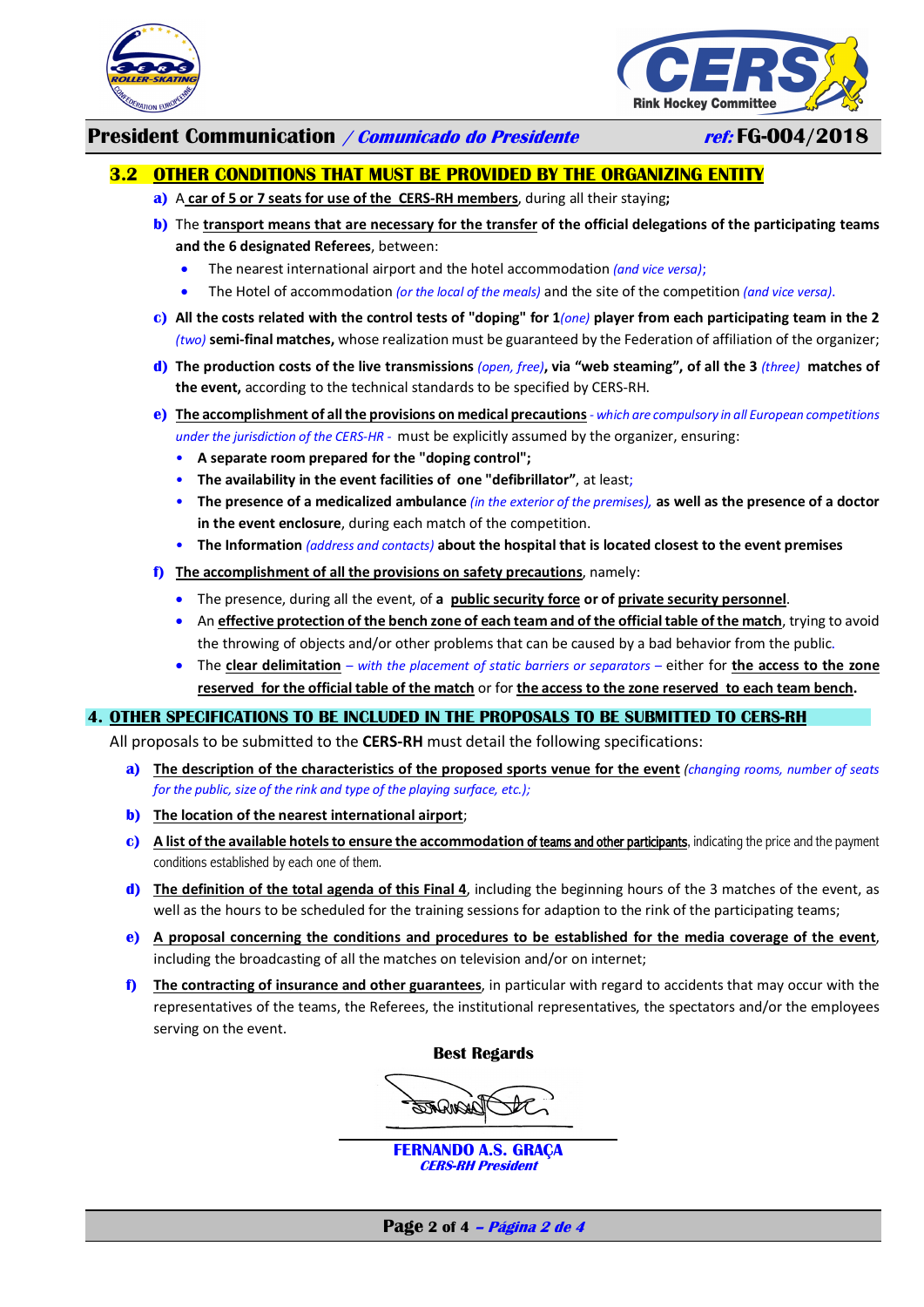### 3.2 OTHER CONDITIONS THAT MUST BE PROVIDED BY THE ORGANIZING ENTITY

**a)** A **car of 5 or 7 seats for use of the CERS-RH members**, during all their staying**;**

**b)** The **transport means that are necessary for the transfer of the official delegations of the participating teams and the 6 designated Referees**, between:

- The nearest international airport and the hotel accommodation *(and vice versa)*;
- The Hotel of accommodation *(or the local of the meals)* and the site of the competition *(and vice versa)*.

**c)** **All the costs related with the control tests of "doping" for 1***(one)* **player from each participating team in the 2** *(two)* **semi-final matches,** whose realization must be guaranteed by the Federation of affiliation of the organizer;

**d)** **The production costs of the live transmissions** *(open, free)***, via "web steaming", of all the 3** *(three)* **matches of the event,** according to the technical standards to be specified by CERS-RH.

**e)** **The accomplishment of all the provisions on medical precautions** *- which are compulsory in all European competitions under the jurisdiction of the CERS-HR -* must be explicitly assumed by the organizer, ensuring:

- **A separate room prepared for the "doping control";**
- **The availability in the event facilities of one "defibrillator"**, at least;
- **The presence of a medicalized ambulance** *(in the exterior of the premises),* **as well as the presence of a doctor in the event enclosure**, during each match of the competition.
- **The Information** *(address and contacts)* **about the hospital that is located closest to the event premises**

**f)** **The accomplishment of all the provisions on safety precautions**, namely:

- The presence, during all the event, of **a public security force or of private security personnel**.
- An **effective protection of the bench zone of each team and of the official table of the match**, trying to avoid the throwing of objects and/or other problems that can be caused by a bad behavior from the public.
- The **clear delimitation** *– with the placement of static barriers or separators –* either for **the access to the zone reserved for the official table of the match** or for **the access to the zone reserved to each team bench.**

## 4. OTHER SPECIFICATIONS TO BE INCLUDED IN THE PROPOSALS TO BE SUBMITTED TO CERS-RH

All proposals to be submitted to the **CERS-RH** must detail the following specifications:

**a)** **The description of the characteristics of the proposed sports venue for the event** *(changing rooms, number of seats for the public, size of the rink and type of the playing surface, etc.);*

**b)** **The location of the nearest international airport**;

**c)** **A list of the available hotels to ensure the accommodation of teams and other participants**, indicating the price and the payment conditions established by each one of them.

**d)** **The definition of the total agenda of this Final 4**, including the beginning hours of the 3 matches of the event, as well as the hours to be scheduled for the training sessions for adaption to the rink of the participating teams;

**e)** **A proposal concerning the conditions and procedures to be established for the media coverage of the event**, including the broadcasting of all the matches on television and/or on internet;

**f)** **The contracting of insurance and other guarantees**, in particular with regard to accidents that may occur with the representatives of the teams, the Referees, the institutional representatives, the spectators and/or the employees serving on the event.

**Best Regards**

**FERNANDO A.S. GRAÇA**
***CERS-RH President***